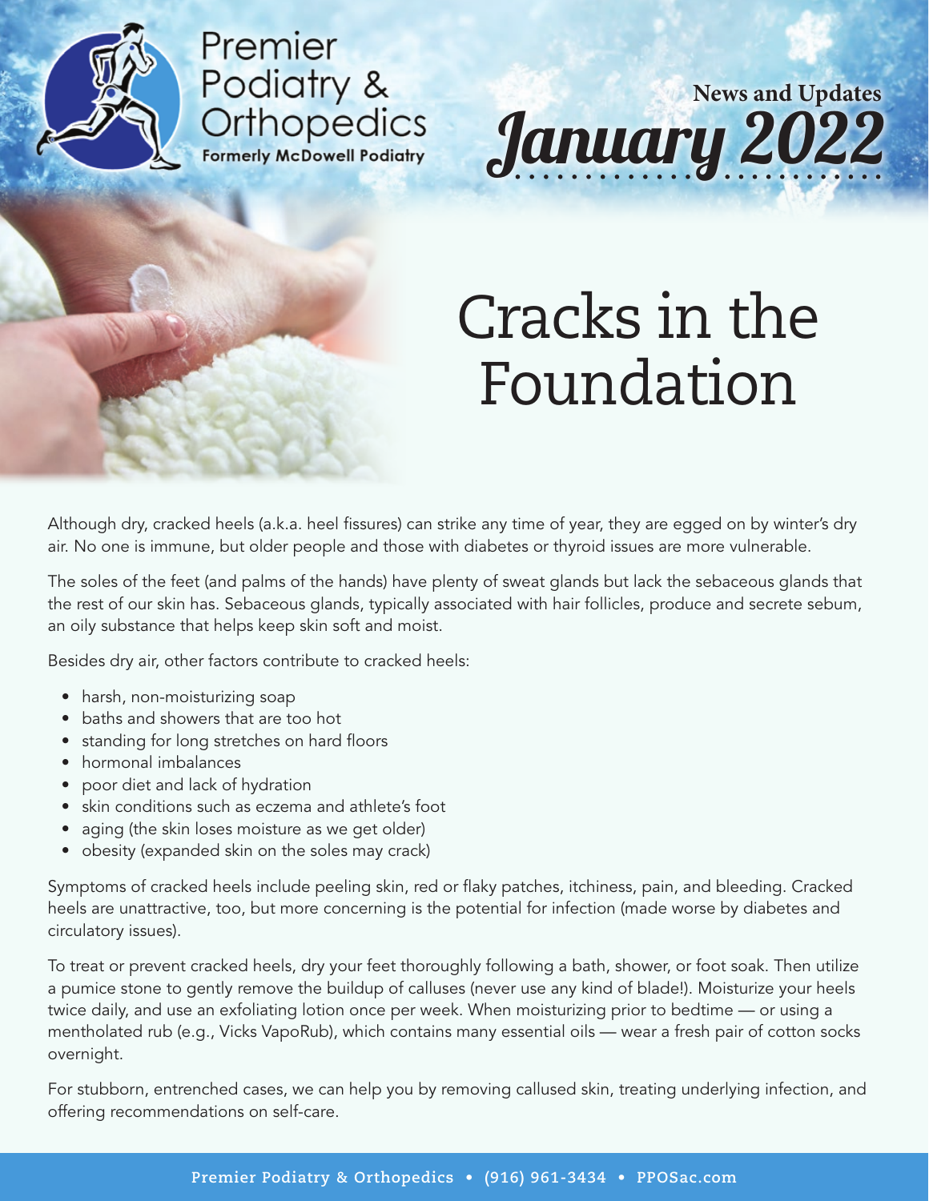Premier Podiatry & Orthopedics
Formerly McDowell Podiatry

News and Updates
January 2022

# Cracks in the Foundation

Although dry, cracked heels (a.k.a. heel fissures) can strike any time of year, they are egged on by winter's dry air. No one is immune, but older people and those with diabetes or thyroid issues are more vulnerable.

The soles of the feet (and palms of the hands) have plenty of sweat glands but lack the sebaceous glands that the rest of our skin has. Sebaceous glands, typically associated with hair follicles, produce and secrete sebum, an oily substance that helps keep skin soft and moist.

Besides dry air, other factors contribute to cracked heels:

- harsh, non-moisturizing soap
- baths and showers that are too hot
- standing for long stretches on hard floors
- hormonal imbalances
- poor diet and lack of hydration
- skin conditions such as eczema and athlete's foot
- aging (the skin loses moisture as we get older)
- obesity (expanded skin on the soles may crack)

Symptoms of cracked heels include peeling skin, red or flaky patches, itchiness, pain, and bleeding. Cracked heels are unattractive, too, but more concerning is the potential for infection (made worse by diabetes and circulatory issues).

To treat or prevent cracked heels, dry your feet thoroughly following a bath, shower, or foot soak. Then utilize a pumice stone to gently remove the buildup of calluses (never use any kind of blade!). Moisturize your heels twice daily, and use an exfoliating lotion once per week. When moisturizing prior to bedtime — or using a mentholated rub (e.g., Vicks VapoRub), which contains many essential oils — wear a fresh pair of cotton socks overnight.

For stubborn, entrenched cases, we can help you by removing callused skin, treating underlying infection, and offering recommendations on self-care.

Premier Podiatry & Orthopedics • (916) 961-3434 • PPOSac.com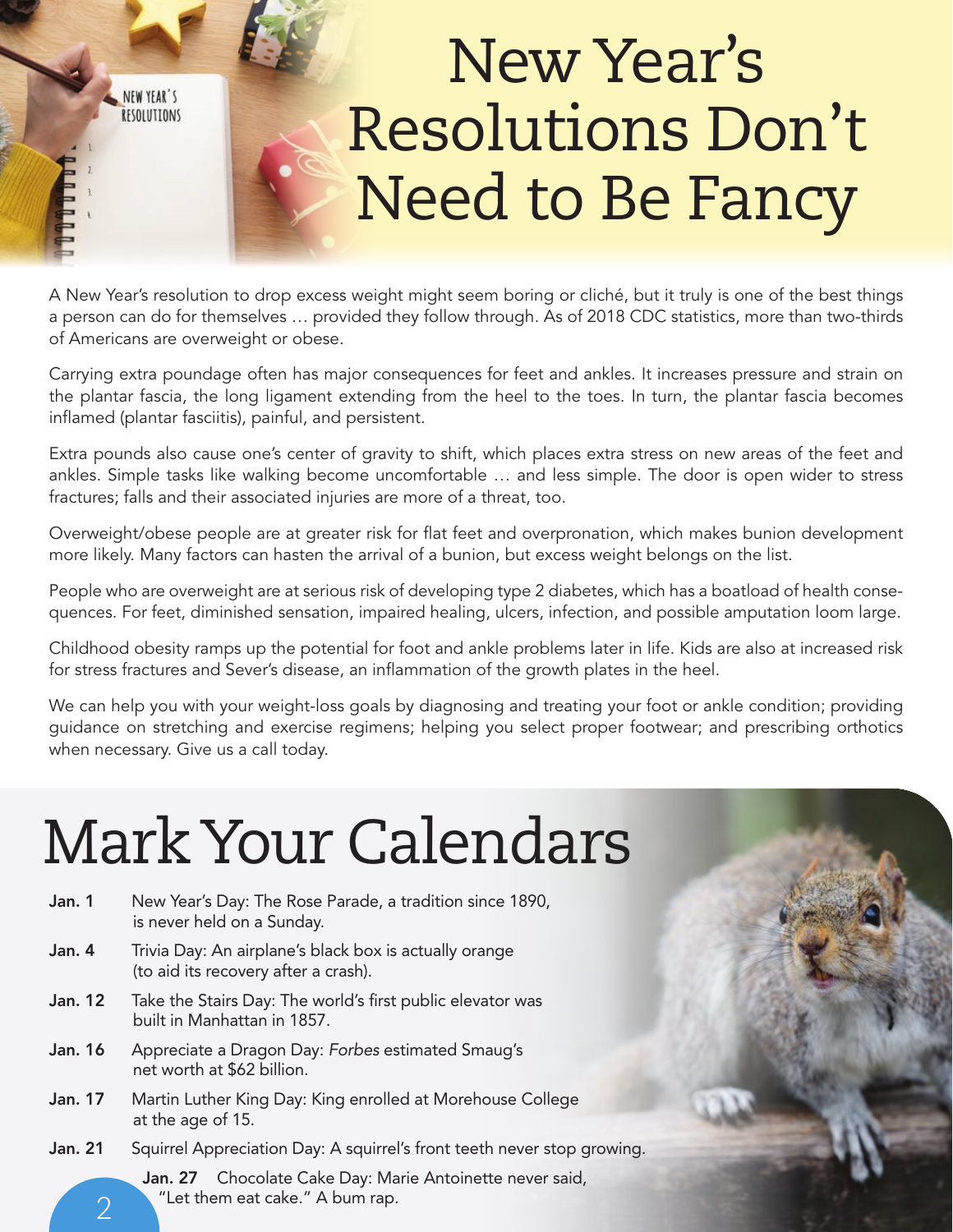# New Year's Resolutions Don't Need to Be Fancy

A New Year's resolution to drop excess weight might seem boring or cliché, but it truly is one of the best things a person can do for themselves … provided they follow through. As of 2018 CDC statistics, more than two-thirds of Americans are overweight or obese.

Carrying extra poundage often has major consequences for feet and ankles. It increases pressure and strain on the plantar fascia, the long ligament extending from the heel to the toes. In turn, the plantar fascia becomes inflamed (plantar fasciitis), painful, and persistent.

Extra pounds also cause one's center of gravity to shift, which places extra stress on new areas of the feet and ankles. Simple tasks like walking become uncomfortable … and less simple. The door is open wider to stress fractures; falls and their associated injuries are more of a threat, too.

Overweight/obese people are at greater risk for flat feet and overpronation, which makes bunion development more likely. Many factors can hasten the arrival of a bunion, but excess weight belongs on the list.

People who are overweight are at serious risk of developing type 2 diabetes, which has a boatload of health consequences. For feet, diminished sensation, impaired healing, ulcers, infection, and possible amputation loom large.

Childhood obesity ramps up the potential for foot and ankle problems later in life. Kids are also at increased risk for stress fractures and Sever's disease, an inflammation of the growth plates in the heel.

We can help you with your weight-loss goals by diagnosing and treating your foot or ankle condition; providing guidance on stretching and exercise regimens; helping you select proper footwear; and prescribing orthotics when necessary. Give us a call today.

# Mark Your Calendars

**Jan. 1** New Year's Day: The Rose Parade, a tradition since 1890, is never held on a Sunday.

**Jan. 4** Trivia Day: An airplane's black box is actually orange (to aid its recovery after a crash).

**Jan. 12** Take the Stairs Day: The world's first public elevator was built in Manhattan in 1857.

**Jan. 16** Appreciate a Dragon Day: *Forbes* estimated Smaug's net worth at $62 billion.

**Jan. 17** Martin Luther King Day: King enrolled at Morehouse College at the age of 15.

**Jan. 21** Squirrel Appreciation Day: A squirrel's front teeth never stop growing.

**Jan. 27** Chocolate Cake Day: Marie Antoinette never said, "Let them eat cake." A bum rap.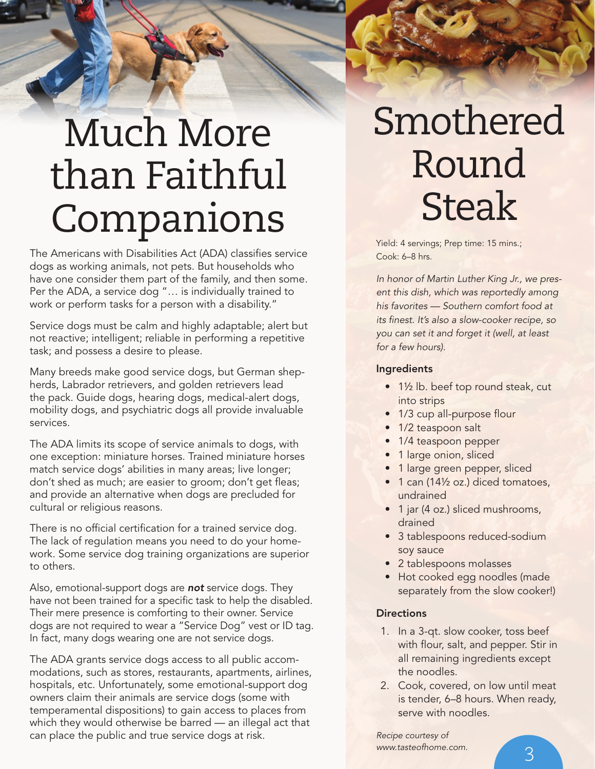# Much More than Faithful Companions

The Americans with Disabilities Act (ADA) classifies service dogs as working animals, not pets. But households who have one consider them part of the family, and then some. Per the ADA, a service dog "… is individually trained to work or perform tasks for a person with a disability."

Service dogs must be calm and highly adaptable; alert but not reactive; intelligent; reliable in performing a repetitive task; and possess a desire to please.

Many breeds make good service dogs, but German shepherds, Labrador retrievers, and golden retrievers lead the pack. Guide dogs, hearing dogs, medical-alert dogs, mobility dogs, and psychiatric dogs all provide invaluable services.

The ADA limits its scope of service animals to dogs, with one exception: miniature horses. Trained miniature horses match service dogs' abilities in many areas; live longer; don't shed as much; are easier to groom; don't get fleas; and provide an alternative when dogs are precluded for cultural or religious reasons.

There is no official certification for a trained service dog. The lack of regulation means you need to do your homework. Some service dog training organizations are superior to others.

Also, emotional-support dogs are ***not*** service dogs. They have not been trained for a specific task to help the disabled. Their mere presence is comforting to their owner. Service dogs are not required to wear a "Service Dog" vest or ID tag. In fact, many dogs wearing one are not service dogs.

The ADA grants service dogs access to all public accommodations, such as stores, restaurants, apartments, airlines, hospitals, etc. Unfortunately, some emotional-support dog owners claim their animals are service dogs (some with temperamental dispositions) to gain access to places from which they would otherwise be barred — an illegal act that can place the public and true service dogs at risk.

# Smothered Round Steak

Yield: 4 servings; Prep time: 15 mins.; Cook: 6–8 hrs.

*In honor of Martin Luther King Jr., we present this dish, which was reportedly among his favorites — Southern comfort food at its finest. It's also a slow-cooker recipe, so you can set it and forget it (well, at least for a few hours).*

### Ingredients

- 1½ lb. beef top round steak, cut into strips
- 1/3 cup all-purpose flour
- 1/2 teaspoon salt
- 1/4 teaspoon pepper
- 1 large onion, sliced
- 1 large green pepper, sliced
- 1 can (14½ oz.) diced tomatoes, undrained
- 1 jar (4 oz.) sliced mushrooms, drained
- 3 tablespoons reduced-sodium soy sauce
- 2 tablespoons molasses
- Hot cooked egg noodles (made separately from the slow cooker!)

### Directions

1. In a 3-qt. slow cooker, toss beef with flour, salt, and pepper. Stir in all remaining ingredients except the noodles.
2. Cook, covered, on low until meat is tender, 6–8 hours. When ready, serve with noodles.

*Recipe courtesy of www.tasteofhome.com.*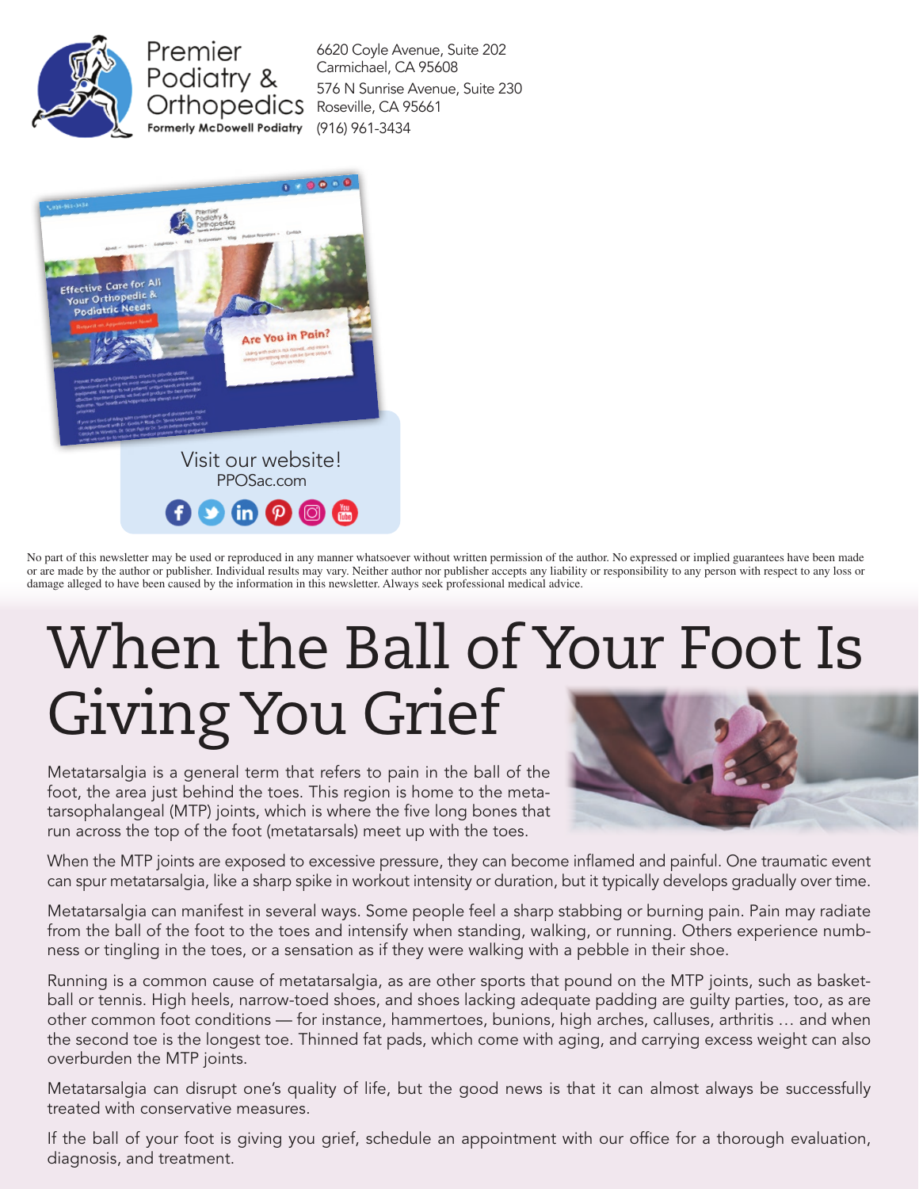Premier Podiatry & Orthopedics
Formerly McDowell Podiatry

6620 Coyle Avenue, Suite 202
Carmichael, CA 95608
576 N Sunrise Avenue, Suite 230
Roseville, CA 95661
(916) 961-3434

Visit our website!
PPOSac.com

No part of this newsletter may be used or reproduced in any manner whatsoever without written permission of the author. No expressed or implied guarantees have been made or are made by the author or publisher. Individual results may vary. Neither author nor publisher accepts any liability or responsibility to any person with respect to any loss or damage alleged to have been caused by the information in this newsletter. Always seek professional medical advice.

# When the Ball of Your Foot Is Giving You Grief

Metatarsalgia is a general term that refers to pain in the ball of the foot, the area just behind the toes. This region is home to the metatarsophalangeal (MTP) joints, which is where the five long bones that run across the top of the foot (metatarsals) meet up with the toes.

When the MTP joints are exposed to excessive pressure, they can become inflamed and painful. One traumatic event can spur metatarsalgia, like a sharp spike in workout intensity or duration, but it typically develops gradually over time.

Metatarsalgia can manifest in several ways. Some people feel a sharp stabbing or burning pain. Pain may radiate from the ball of the foot to the toes and intensify when standing, walking, or running. Others experience numbness or tingling in the toes, or a sensation as if they were walking with a pebble in their shoe.

Running is a common cause of metatarsalgia, as are other sports that pound on the MTP joints, such as basketball or tennis. High heels, narrow-toed shoes, and shoes lacking adequate padding are guilty parties, too, as are other common foot conditions — for instance, hammertoes, bunions, high arches, calluses, arthritis … and when the second toe is the longest toe. Thinned fat pads, which come with aging, and carrying excess weight can also overburden the MTP joints.

Metatarsalgia can disrupt one's quality of life, but the good news is that it can almost always be successfully treated with conservative measures.

If the ball of your foot is giving you grief, schedule an appointment with our office for a thorough evaluation, diagnosis, and treatment.